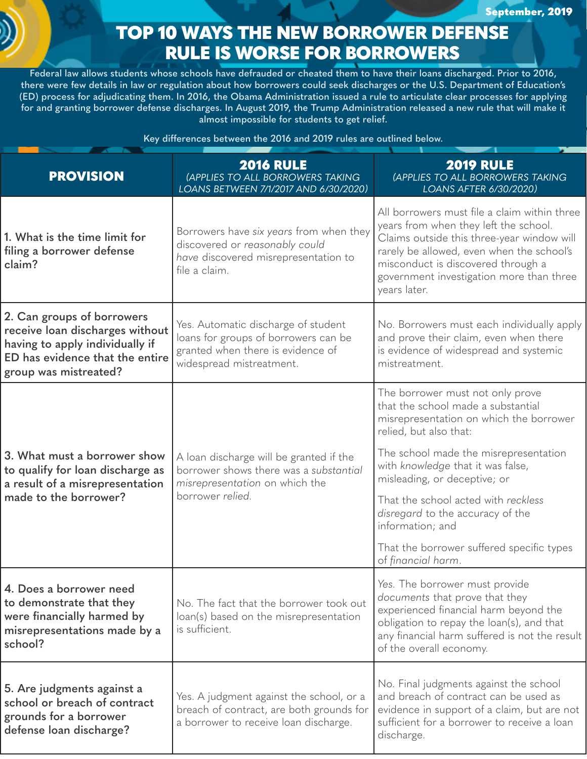September, 2019

# TOP 10 WAYS THE NEW BORROWER DEFENSE RULE IS WORSE FOR BORROWERS

Federal law allows students whose schools have defrauded or cheated them to have their loans discharged. Prior to 2016, there were few details in law or regulation about how borrowers could seek discharges or the U.S. Department of Education's (ED) process for adjudicating them. In 2016, the Obama Administration issued a rule to articulate clear processes for applying for and granting borrower defense discharges. In August 2019, the Trump Administration released a new rule that will make it almost impossible for students to get relief.

Key differences between the 2016 and 2019 rules are outlined below.

| **PROVISION** | **2016 RULE** *(APPLIES TO ALL BORROWERS TAKING LOANS BETWEEN 7/1/2017 AND 6/30/2020)* | **2019 RULE** *(APPLIES TO ALL BORROWERS TAKING LOANS AFTER 6/30/2020)* |
|---|---|---|
| 1. What is the time limit for filing a borrower defense claim? | Borrowers have *six years* from when they discovered or *reasonably could have* discovered misrepresentation to file a claim. | All borrowers must file a claim within three years from when they left the school. Claims outside this three-year window will rarely be allowed, even when the school's misconduct is discovered through a government investigation more than three years later. |
| 2. Can groups of borrowers receive loan discharges without having to apply individually if ED has evidence that the entire group was mistreated? | Yes. Automatic discharge of student loans for groups of borrowers can be granted when there is evidence of widespread mistreatment. | No. Borrowers must each individually apply and prove their claim, even when there is evidence of widespread and systemic mistreatment. |
| 3. What must a borrower show to qualify for loan discharge as a result of a misrepresentation made to the borrower? | A loan discharge will be granted if the borrower shows there was a *substantial misrepresentation* on which the borrower *relied.* | The borrower must not only prove that the school made a substantial misrepresentation on which the borrower relied, but also that:<br><br>The school made the misrepresentation with *knowledge* that it was false, misleading, or deceptive; or<br><br>That the school acted with *reckless disregard* to the accuracy of the information; and<br><br>That the borrower suffered specific types of *financial harm*. |
| 4. Does a borrower need to demonstrate that they were financially harmed by misrepresentations made by a school? | No. The fact that the borrower took out loan(s) based on the misrepresentation is sufficient. | *Yes.* The borrower must provide *documents* that prove that they experienced financial harm beyond the obligation to repay the loan(s), and that any financial harm suffered is not the result of the overall economy. |
| 5. Are judgments against a school or breach of contract grounds for a borrower defense loan discharge? | Yes. A judgment against the school, or a breach of contract, are both grounds for a borrower to receive loan discharge. | No. Final judgments against the school and breach of contract can be used as evidence in support of a claim, but are not sufficient for a borrower to receive a loan discharge. |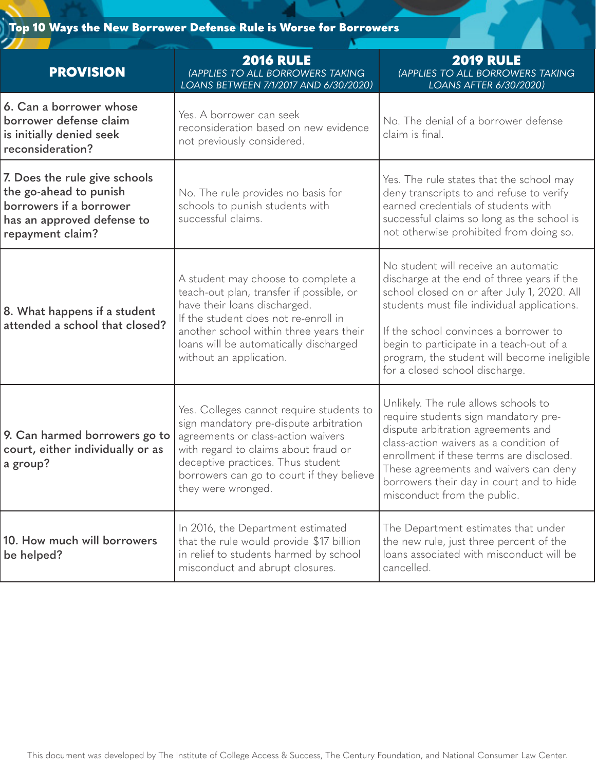## Top 10 Ways the New Borrower Defense Rule is Worse for Borrowers

| PROVISION | 2016 RULE *(APPLIES TO ALL BORROWERS TAKING LOANS BETWEEN 7/1/2017 AND 6/30/2020)* | 2019 RULE *(APPLIES TO ALL BORROWERS TAKING LOANS AFTER 6/30/2020)* |
|---|---|---|
| **6. Can a borrower whose borrower defense claim is initially denied seek reconsideration?** | Yes. A borrower can seek reconsideration based on new evidence not previously considered. | No. The denial of a borrower defense claim is final. |
| **7. Does the rule give schools the go-ahead to punish borrowers if a borrower has an approved defense to repayment claim?** | No. The rule provides no basis for schools to punish students with successful claims. | Yes. The rule states that the school may deny transcripts to and refuse to verify earned credentials of students with successful claims so long as the school is not otherwise prohibited from doing so. |
| **8. What happens if a student attended a school that closed?** | A student may choose to complete a teach-out plan, transfer if possible, or have their loans discharged. If the student does not re-enroll in another school within three years their loans will be automatically discharged without an application. | No student will receive an automatic discharge at the end of three years if the school closed on or after July 1, 2020. All students must file individual applications. If the school convinces a borrower to begin to participate in a teach-out of a program, the student will become ineligible for a closed school discharge. |
| **9. Can harmed borrowers go to court, either individually or as a group?** | Yes. Colleges cannot require students to sign mandatory pre-dispute arbitration agreements or class-action waivers with regard to claims about fraud or deceptive practices. Thus student borrowers can go to court if they believe they were wronged. | Unlikely. The rule allows schools to require students sign mandatory pre-dispute arbitration agreements and class-action waivers as a condition of enrollment if these terms are disclosed. These agreements and waivers can deny borrowers their day in court and to hide misconduct from the public. |
| **10. How much will borrowers be helped?** | In 2016, the Department estimated that the rule would provide $17 billion in relief to students harmed by school misconduct and abrupt closures. | The Department estimates that under the new rule, just three percent of the loans associated with misconduct will be cancelled. |

This document was developed by The Institute of College Access & Success, The Century Foundation, and National Consumer Law Center.